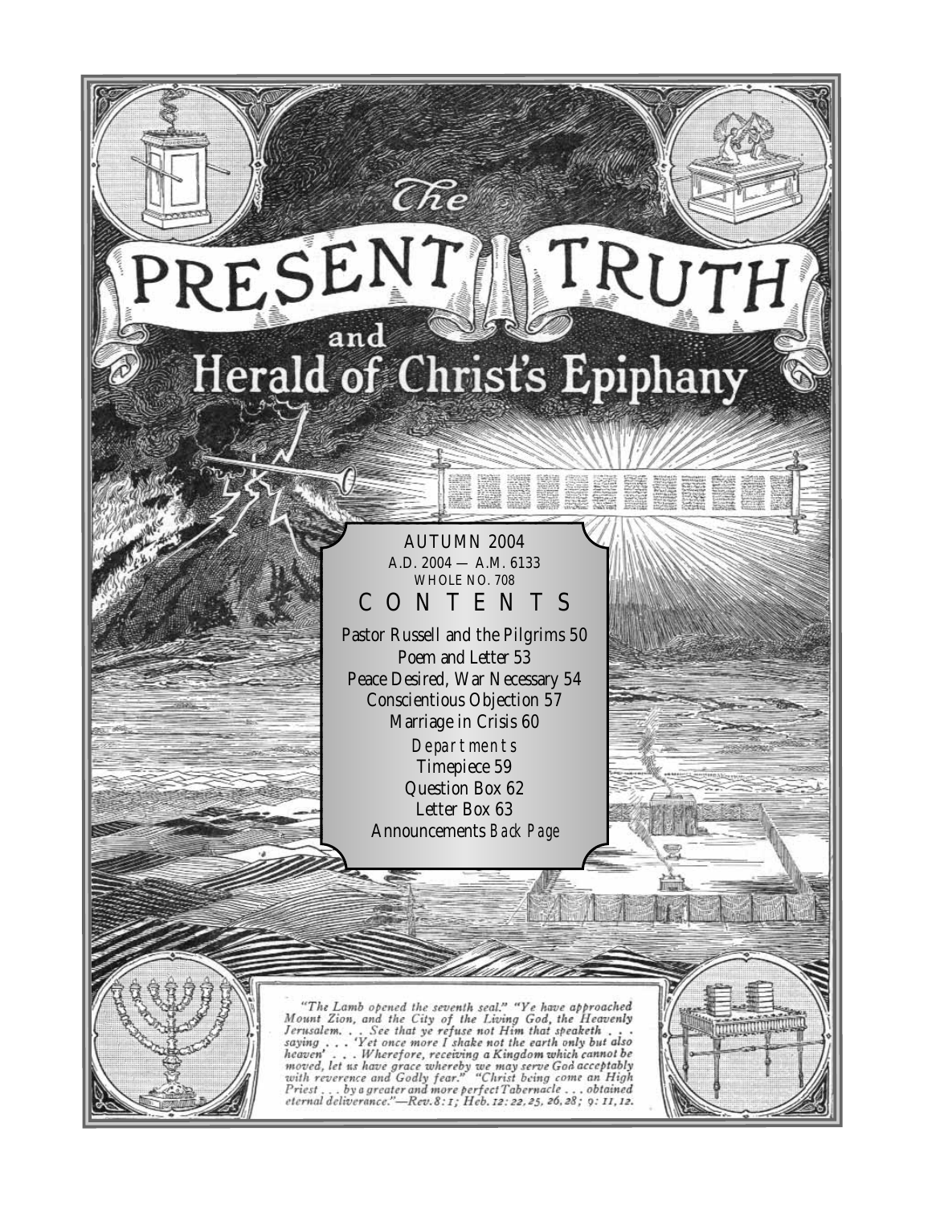# The PRESENT TRUTH and Herald of Christ's Epiphany

AUTUMN 2004

A.D. 2004 — A.M. 6133

WHOLE NO. 708

## CONTENTS

Pastor Russell and the Pilgrims 50

Poem and Letter 53

Peace Desired, War Necessary 54

Conscientious Objection 57

Marriage in Crisis 60

*Departments*

Timepiece 59

Question Box 62

Letter Box 63

Announcements *Back Page*

*"The Lamb opened the seventh seal." "Ye have approached Mount Zion, and the City of the Living God, the Heavenly Jerusalem. . . See that ye refuse not Him that speaketh . . . saying . . . 'Yet once more I shake not the earth only but also heaven' . . . Wherefore, receiving a Kingdom which cannot be moved, let us have grace whereby we may serve God acceptably with reverence and Godly fear." "Christ being come an High Priest . . . by a greater and more perfect Tabernacle . . . obtained eternal deliverance."—Rev. 8: 1; Heb. 12: 22, 25, 26, 28; 9: 11, 12.*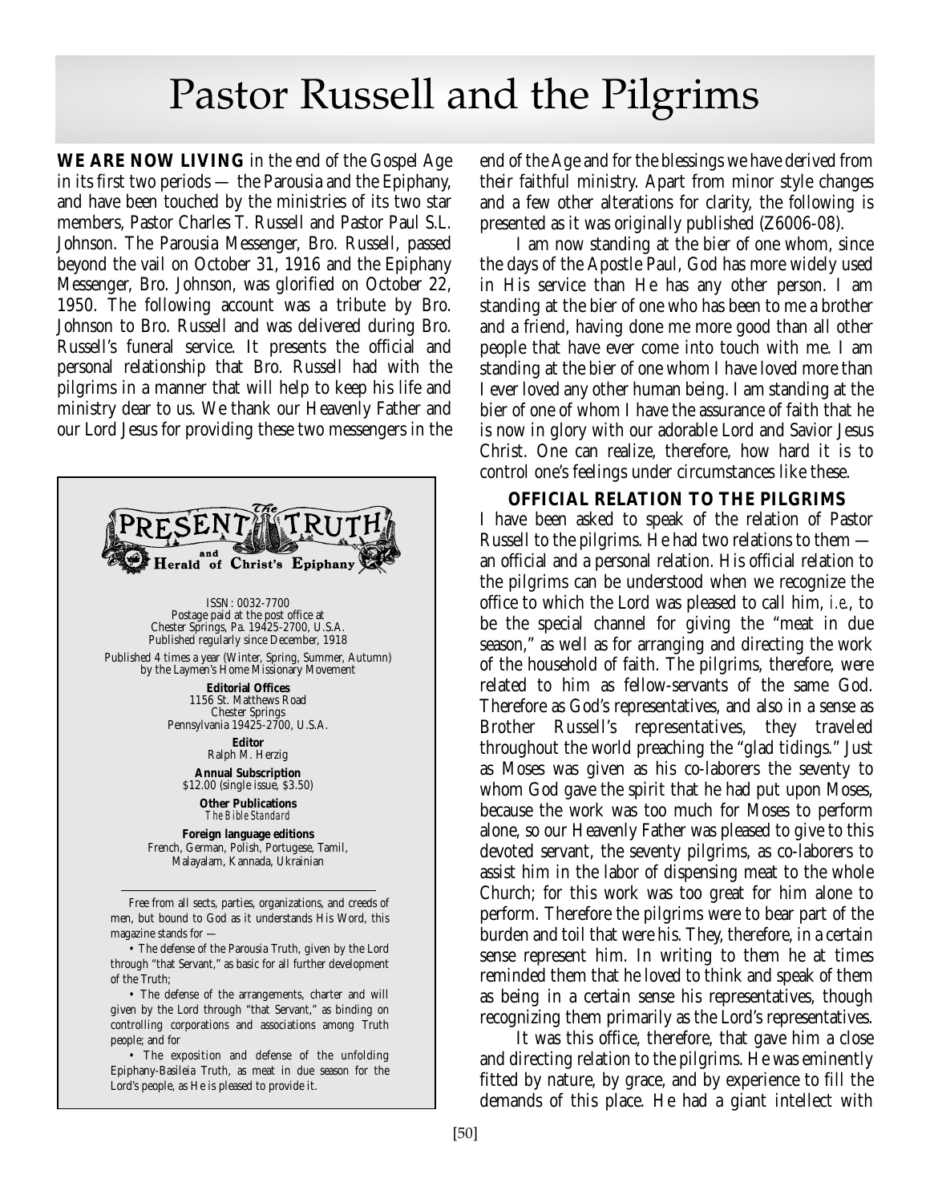# Pastor Russell and the Pilgrims

**WE ARE NOW LIVING** in the end of the Gospel Age in its first two periods — the Parousia and the Epiphany, and have been touched by the ministries of its two star members, Pastor Charles T. Russell and Pastor Paul S.L. Johnson. The Parousia Messenger, Bro. Russell, passed beyond the vail on October 31, 1916 and the Epiphany Messenger, Bro. Johnson, was glorified on October 22, 1950. The following account was a tribute by Bro. Johnson to Bro. Russell and was delivered during Bro. Russell's funeral service. It presents the official and personal relationship that Bro. Russell had with the pilgrims in a manner that will help to keep his life and ministry dear to us. We thank our Heavenly Father and our Lord Jesus for providing these two messengers in the end of the Age and for the blessings we have derived from their faithful ministry. Apart from minor style changes and a few other alterations for clarity, the following is presented as it was originally published (Z6006-08).

I am now standing at the bier of one whom, since the days of the Apostle Paul, God has more widely used in His service than He has any other person. I am standing at the bier of one who has been to me a brother and a friend, having done me more good than all other people that have ever come into touch with me. I am standing at the bier of one whom I have loved more than I ever loved any other human being. I am standing at the bier of one of whom I have the assurance of faith that he is now in glory with our adorable Lord and Savior Jesus Christ. One can realize, therefore, how hard it is to control one's feelings under circumstances like these.

**OFFICIAL RELATION TO THE PILGRIMS**

I have been asked to speak of the relation of Pastor Russell to the pilgrims. He had two relations to them — an official and a personal relation. His official relation to the pilgrims can be understood when we recognize the office to which the Lord was pleased to call him, *i.e.*, to be the special channel for giving the "meat in due season," as well as for arranging and directing the work of the household of faith. The pilgrims, therefore, were related to him as fellow-servants of the same God. Therefore as God's representatives, and also in a sense as Brother Russell's representatives, they traveled throughout the world preaching the "glad tidings." Just as Moses was given as his co-laborers the seventy to whom God gave the spirit that he had put upon Moses, because the work was too much for Moses to perform alone, so our Heavenly Father was pleased to give to this devoted servant, the seventy pilgrims, as co-laborers to assist him in the labor of dispensing meat to the whole Church; for this work was too great for him alone to perform. Therefore the pilgrims were to bear part of the burden and toil that were his. They, therefore, in a certain sense represent him. In writing to them he at times reminded them that he loved to think and speak of them as being in a certain sense his representatives, though recognizing them primarily as the Lord's representatives.

It was this office, therefore, that gave him a close and directing relation to the pilgrims. He was eminently fitted by nature, by grace, and by experience to fill the demands of this place. He had a giant intellect with

---

**The PRESENT TRUTH and Herald of Christ's Epiphany**

ISSN: 0032-7700
Postage paid at the post office at
Chester Springs, Pa. 19425-2700, U.S.A.
Published regularly since December, 1918

Published 4 times a year (Winter, Spring, Summer, Autumn)
by the Laymen's Home Missionary Movement

**Editorial Offices**
1156 St. Matthews Road
Chester Springs
Pennsylvania 19425-2700, U.S.A.

**Editor**
Ralph M. Herzig

**Annual Subscription**
$12.00 (single issue, $3.50)

**Other Publications**
*The Bible Standard*

**Foreign language editions**
French, German, Polish, Portugese, Tamil,
Malayalam, Kannada, Ukrainian

Free from all sects, parties, organizations, and creeds of men, but bound to God as it understands His Word, this magazine stands for —

- The defense of the Parousia Truth, given by the Lord through "that Servant," as basic for all further development of the Truth;
- The defense of the arrangements, charter and will given by the Lord through "that Servant," as binding on controlling corporations and associations among Truth people; and for
- The exposition and defense of the unfolding Epiphany-Basileia Truth, as meat in due season for the Lord's people, as He is pleased to provide it.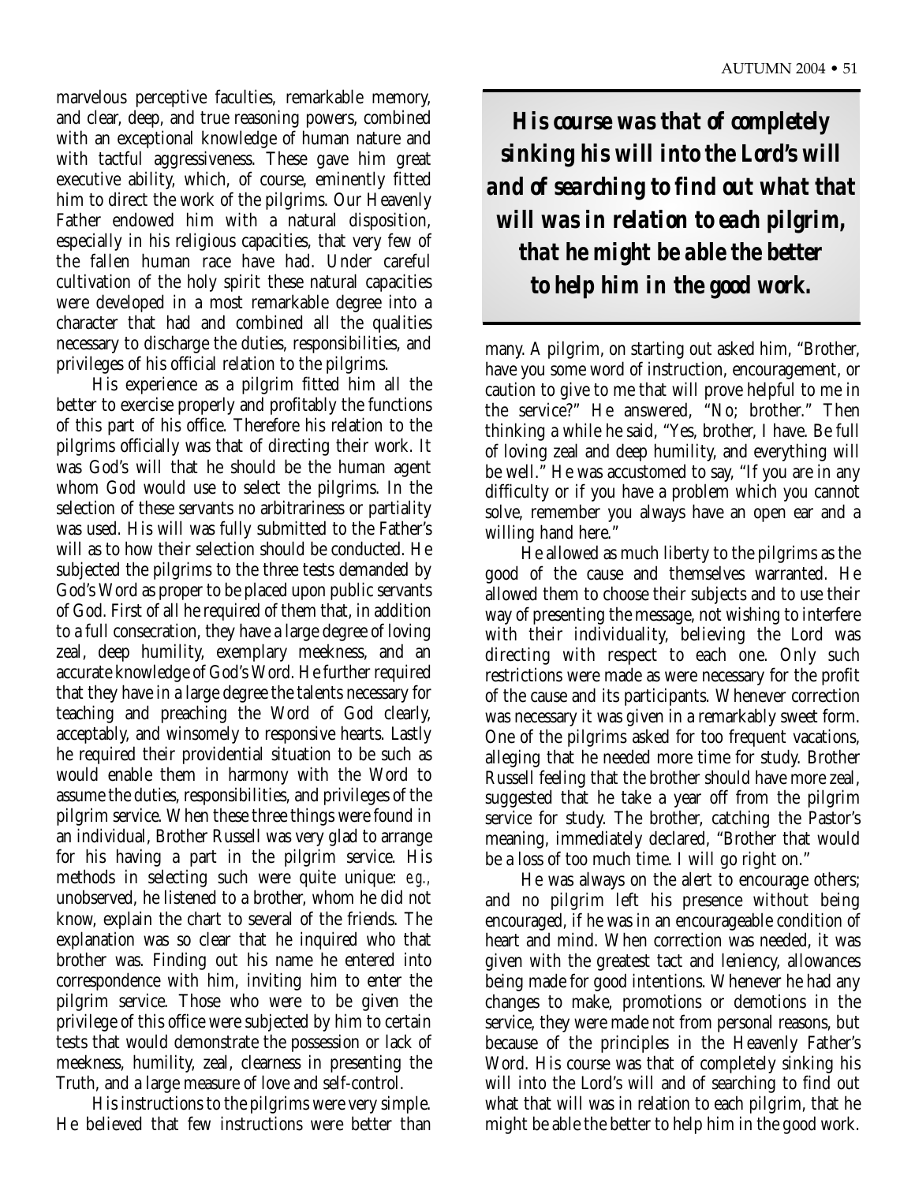marvelous perceptive faculties, remarkable memory, and clear, deep, and true reasoning powers, combined with an exceptional knowledge of human nature and with tactful aggressiveness. These gave him great executive ability, which, of course, eminently fitted him to direct the work of the pilgrims. Our Heavenly Father endowed him with a natural disposition, especially in his religious capacities, that very few of the fallen human race have had. Under careful cultivation of the holy spirit these natural capacities were developed in a most remarkable degree into a character that had and combined all the qualities necessary to discharge the duties, responsibilities, and privileges of his official relation to the pilgrims.

His experience as a pilgrim fitted him all the better to exercise properly and profitably the functions of this part of his office. Therefore his relation to the pilgrims officially was that of directing their work. It was God's will that he should be the human agent whom God would use to select the pilgrims. In the selection of these servants no arbitrariness or partiality was used. His will was fully submitted to the Father's will as to how their selection should be conducted. He subjected the pilgrims to the three tests demanded by God's Word as proper to be placed upon public servants of God. First of all he required of them that, in addition to a full consecration, they have a large degree of loving zeal, deep humility, exemplary meekness, and an accurate knowledge of God's Word. He further required that they have in a large degree the talents necessary for teaching and preaching the Word of God clearly, acceptably, and winsomely to responsive hearts. Lastly he required their providential situation to be such as would enable them in harmony with the Word to assume the duties, responsibilities, and privileges of the pilgrim service. When these three things were found in an individual, Brother Russell was very glad to arrange for his having a part in the pilgrim service. His methods in selecting such were quite unique: *e.g.,* unobserved, he listened to a brother, whom he did not know, explain the chart to several of the friends. The explanation was so clear that he inquired who that brother was. Finding out his name he entered into correspondence with him, inviting him to enter the pilgrim service. Those who were to be given the privilege of this office were subjected by him to certain tests that would demonstrate the possession or lack of meekness, humility, zeal, clearness in presenting the Truth, and a large measure of love and self-control.

His instructions to the pilgrims were very simple. He believed that few instructions were better than many. A pilgrim, on starting out asked him, "Brother, have you some word of instruction, encouragement, or caution to give to me that will prove helpful to me in the service?" He answered, "No; brother." Then thinking a while he said, "Yes, brother, I have. Be full of loving zeal and deep humility, and everything will be well." He was accustomed to say, "If you are in any difficulty or if you have a problem which you cannot solve, remember you always have an open ear and a willing hand here."

> ***His course was that of completely sinking his will into the Lord's will and of searching to find out what that will was in relation to each pilgrim, that he might be able the better to help him in the good work.***

He allowed as much liberty to the pilgrims as the good of the cause and themselves warranted. He allowed them to choose their subjects and to use their way of presenting the message, not wishing to interfere with their individuality, believing the Lord was directing with respect to each one. Only such restrictions were made as were necessary for the profit of the cause and its participants. Whenever correction was necessary it was given in a remarkably sweet form. One of the pilgrims asked for too frequent vacations, alleging that he needed more time for study. Brother Russell feeling that the brother should have more zeal, suggested that he take a year off from the pilgrim service for study. The brother, catching the Pastor's meaning, immediately declared, "Brother that would be a loss of too much time. I will go right on."

He was always on the alert to encourage others; and no pilgrim left his presence without being encouraged, if he was in an encourageable condition of heart and mind. When correction was needed, it was given with the greatest tact and leniency, allowances being made for good intentions. Whenever he had any changes to make, promotions or demotions in the service, they were made not from personal reasons, but because of the principles in the Heavenly Father's Word. His course was that of completely sinking his will into the Lord's will and of searching to find out what that will was in relation to each pilgrim, that he might be able the better to help him in the good work.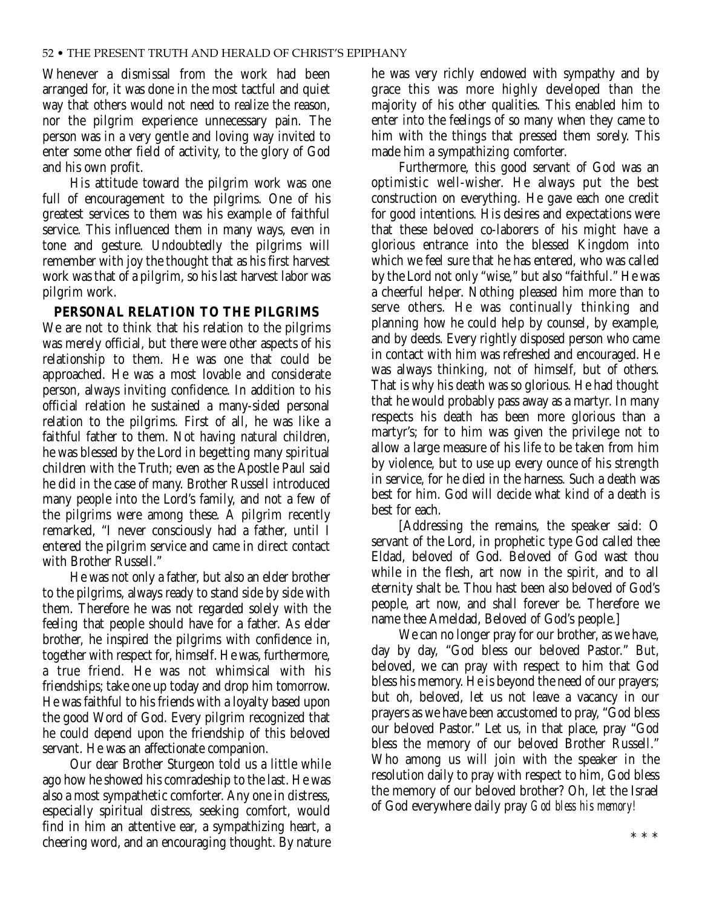Whenever a dismissal from the work had been arranged for, it was done in the most tactful and quiet way that others would not need to realize the reason, nor the pilgrim experience unnecessary pain. The person was in a very gentle and loving way invited to enter some other field of activity, to the glory of God and his own profit.

His attitude toward the pilgrim work was one full of encouragement to the pilgrims. One of his greatest services to them was his example of faithful service. This influenced them in many ways, even in tone and gesture. Undoubtedly the pilgrims will remember with joy the thought that as his first harvest work was that of a pilgrim, so his last harvest labor was pilgrim work.

**PERSONAL RELATION TO THE PILGRIMS**

We are not to think that his relation to the pilgrims was merely official, but there were other aspects of his relationship to them. He was one that could be approached. He was a most lovable and considerate person, always inviting confidence. In addition to his official relation he sustained a many-sided personal relation to the pilgrims. First of all, he was like a faithful father to them. Not having natural children, he was blessed by the Lord in begetting many spiritual children with the Truth; even as the Apostle Paul said he did in the case of many. Brother Russell introduced many people into the Lord's family, and not a few of the pilgrims were among these. A pilgrim recently remarked, "I never consciously had a father, until I entered the pilgrim service and came in direct contact with Brother Russell."

He was not only a father, but also an elder brother to the pilgrims, always ready to stand side by side with them. Therefore he was not regarded solely with the feeling that people should have for a father. As elder brother, he inspired the pilgrims with confidence in, together with respect for, himself. He was, furthermore, a true friend. He was not whimsical with his friendships; take one up today and drop him tomorrow. He was faithful to his friends with a loyalty based upon the good Word of God. Every pilgrim recognized that he could depend upon the friendship of this beloved servant. He was an affectionate companion.

Our dear Brother Sturgeon told us a little while ago how he showed his comradeship to the last. He was also a most sympathetic comforter. Any one in distress, especially spiritual distress, seeking comfort, would find in him an attentive ear, a sympathizing heart, a cheering word, and an encouraging thought. By nature he was very richly endowed with sympathy and by grace this was more highly developed than the majority of his other qualities. This enabled him to enter into the feelings of so many when they came to him with the things that pressed them sorely. This made him a sympathizing comforter.

Furthermore, this good servant of God was an optimistic well-wisher. He always put the best construction on everything. He gave each one credit for good intentions. His desires and expectations were that these beloved co-laborers of his might have a glorious entrance into the blessed Kingdom into which we feel sure that he has entered, who was called by the Lord not only "wise," but also "faithful." He was a cheerful helper. Nothing pleased him more than to serve others. He was continually thinking and planning how he could help by counsel, by example, and by deeds. Every rightly disposed person who came in contact with him was refreshed and encouraged. He was always thinking, not of himself, but of others. That is why his death was so glorious. He had thought that he would probably pass away as a martyr. In many respects his death has been more glorious than a martyr's; for to him was given the privilege not to allow a large measure of his life to be taken from him by violence, but to use up every ounce of his strength in service, for he died in the harness. Such a death was best for him. God will decide what kind of a death is best for each.

[Addressing the remains, the speaker said: O servant of the Lord, in prophetic type God called thee Eldad, beloved of God. Beloved of God wast thou while in the flesh, art now in the spirit, and to all eternity shalt be. Thou hast been also beloved of God's people, art now, and shall forever be. Therefore we name thee Ameldad, Beloved of God's people.]

We can no longer pray for our brother, as we have, day by day, "God bless our beloved Pastor." But, beloved, we can pray with respect to him that God bless his memory. He is beyond the need of our prayers; but oh, beloved, let us not leave a vacancy in our prayers as we have been accustomed to pray, "God bless our beloved Pastor." Let us, in that place, pray "God bless the memory of our beloved Brother Russell." Who among us will join with the speaker in the resolution daily to pray with respect to him, God bless the memory of our beloved brother? Oh, let the Israel of God everywhere daily pray *God bless his memory!*

\* \* \*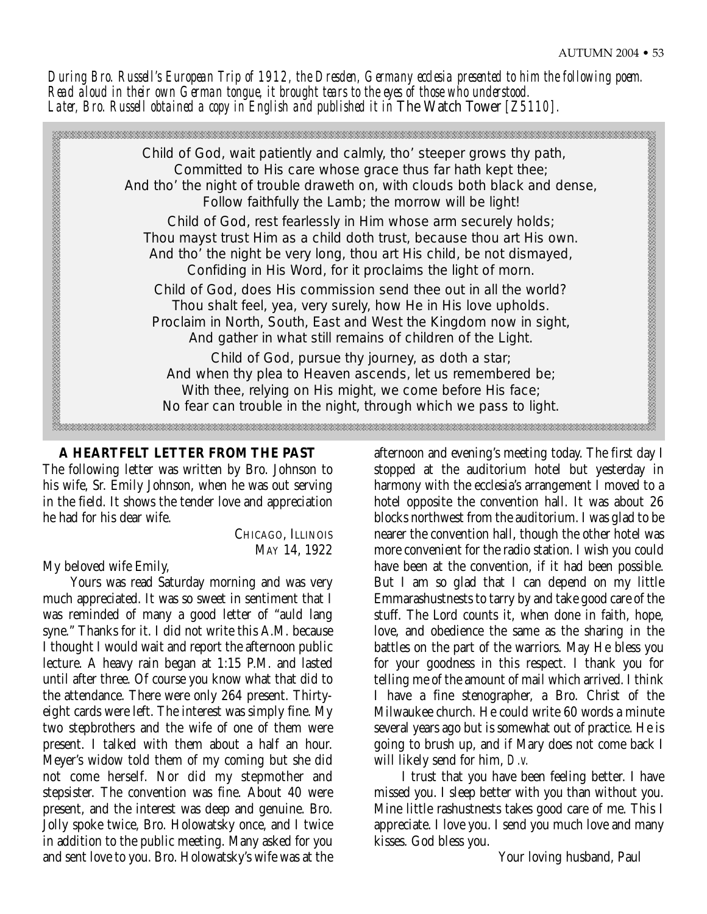*During Bro. Russell's European Trip of 1912, the Dresden, Germany ecclesia presented to him the following poem. Read aloud in their own German tongue, it brought tears to the eyes of those who understood. Later, Bro. Russell obtained a copy in English and published it in* The Watch Tower *[Z5110].*

> Child of God, wait patiently and calmly, tho' steeper grows thy path,
> Committed to His care whose grace thus far hath kept thee;
> And tho' the night of trouble draweth on, with clouds both black and dense,
> Follow faithfully the Lamb; the morrow will be light!
>
> Child of God, rest fearlessly in Him whose arm securely holds;
> Thou mayst trust Him as a child doth trust, because thou art His own.
> And tho' the night be very long, thou art His child, be not dismayed,
> Confiding in His Word, for it proclaims the light of morn.
>
> Child of God, does His commission send thee out in all the world?
> Thou shalt feel, yea, very surely, how He in His love upholds.
> Proclaim in North, South, East and West the Kingdom now in sight,
> And gather in what still remains of children of the Light.
>
> Child of God, pursue thy journey, as doth a star;
> And when thy plea to Heaven ascends, let us remembered be;
> With thee, relying on His might, we come before His face;
> No fear can trouble in the night, through which we pass to light.

## A HEARTFELT LETTER FROM THE PAST

The following letter was written by Bro. Johnson to his wife, Sr. Emily Johnson, when he was out serving in the field. It shows the tender love and appreciation he had for his dear wife.

CHICAGO, ILLINOIS
MAY 14, 1922

My beloved wife Emily,

Yours was read Saturday morning and was very much appreciated. It was so sweet in sentiment that I was reminded of many a good letter of "auld lang syne." Thanks for it. I did not write this A.M. because I thought I would wait and report the afternoon public lecture. A heavy rain began at 1:15 P.M. and lasted until after three. Of course you know what that did to the attendance. There were only 264 present. Thirty-eight cards were left. The interest was simply fine. My two stepbrothers and the wife of one of them were present. I talked with them about a half an hour. Meyer's widow told them of my coming but she did not come herself. Nor did my stepmother and stepsister. The convention was fine. About 40 were present, and the interest was deep and genuine. Bro. Jolly spoke twice, Bro. Holowatsky once, and I twice in addition to the public meeting. Many asked for you and sent love to you. Bro. Holowatsky's wife was at the afternoon and evening's meeting today. The first day I stopped at the auditorium hotel but yesterday in harmony with the ecclesia's arrangement I moved to a hotel opposite the convention hall. It was about 26 blocks northwest from the auditorium. I was glad to be nearer the convention hall, though the other hotel was more convenient for the radio station. I wish you could have been at the convention, if it had been possible. But I am so glad that I can depend on my little Emmarashustnests to tarry by and take good care of the stuff. The Lord counts it, when done in faith, hope, love, and obedience the same as the sharing in the battles on the part of the warriors. May He bless you for your goodness in this respect. I thank you for telling me of the amount of mail which arrived. I think I have a fine stenographer, a Bro. Christ of the Milwaukee church. He could write 60 words a minute several years ago but is somewhat out of practice. He is going to brush up, and if Mary does not come back I will likely send for him, *D.v.*

I trust that you have been feeling better. I have missed you. I sleep better with you than without you. Mine little rashustnests takes good care of me. This I appreciate. I love you. I send you much love and many kisses. God bless you.

Your loving husband, Paul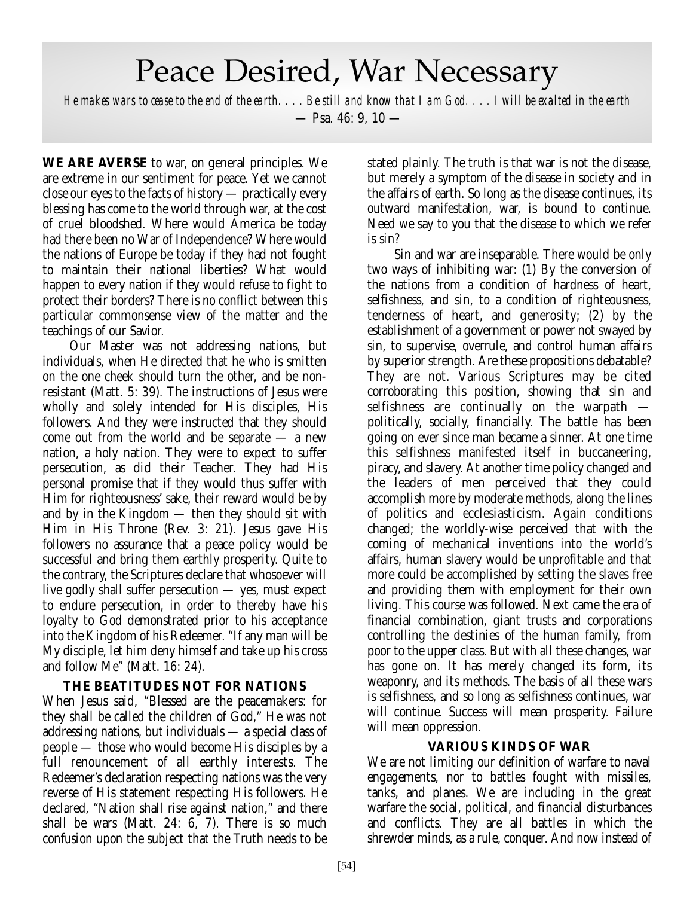# Peace Desired, War Necessary

*He makes wars to cease to the end of the earth. . . . Be still and know that I am God. . . . I will be exalted in the earth*
— Psa. 46: 9, 10 —

**WE ARE AVERSE** to war, on general principles. We are extreme in our sentiment for peace. Yet we cannot close our eyes to the facts of history — practically every blessing has come to the world through war, at the cost of cruel bloodshed. Where would America be today had there been no War of Independence? Where would the nations of Europe be today if they had not fought to maintain their national liberties? What would happen to every nation if they would refuse to fight to protect their borders? There is no conflict between this particular commonsense view of the matter and the teachings of our Savior.

Our Master was not addressing nations, but individuals, when He directed that he who is smitten on the one cheek should turn the other, and be non-resistant (Matt. 5: 39). The instructions of Jesus were wholly and solely intended for His disciples, His followers. And they were instructed that they should come out from the world and be separate — a new nation, a holy nation. They were to expect to suffer persecution, as did their Teacher. They had His personal promise that if they would thus suffer with Him for righteousness' sake, their reward would be by and by in the Kingdom — then they should sit with Him in His Throne (Rev. 3: 21). Jesus gave His followers no assurance that a peace policy would be successful and bring them earthly prosperity. Quite to the contrary, the Scriptures declare that whosoever will live godly shall suffer persecution — yes, must expect to endure persecution, in order to thereby have his loyalty to God demonstrated prior to his acceptance into the Kingdom of his Redeemer. "If any man will be My disciple, let him deny himself and take up his cross and follow Me" (Matt. 16: 24).

### THE BEATITUDES NOT FOR NATIONS

When Jesus said, "Blessed are the peacemakers: for they shall be called the children of God," He was not addressing nations, but individuals — a special class of people — those who would become His disciples by a full renouncement of all earthly interests. The Redeemer's declaration respecting nations was the very reverse of His statement respecting His followers. He declared, "Nation shall rise against nation," and there shall be wars (Matt. 24: 6, 7). There is so much confusion upon the subject that the Truth needs to be stated plainly. The truth is that war is not the disease, but merely a symptom of the disease in society and in the affairs of earth. So long as the disease continues, its outward manifestation, war, is bound to continue. Need we say to you that the disease to which we refer is sin?

Sin and war are inseparable. There would be only two ways of inhibiting war: (1) By the conversion of the nations from a condition of hardness of heart, selfishness, and sin, to a condition of righteousness, tenderness of heart, and generosity; (2) by the establishment of a government or power not swayed by sin, to supervise, overrule, and control human affairs by superior strength. Are these propositions debatable? They are not. Various Scriptures may be cited corroborating this position, showing that sin and selfishness are continually on the warpath — politically, socially, financially. The battle has been going on ever since man became a sinner. At one time this selfishness manifested itself in buccaneering, piracy, and slavery. At another time policy changed and the leaders of men perceived that they could accomplish more by moderate methods, along the lines of politics and ecclesiasticism. Again conditions changed; the worldly-wise perceived that with the coming of mechanical inventions into the world's affairs, human slavery would be unprofitable and that more could be accomplished by setting the slaves free and providing them with employment for their own living. This course was followed. Next came the era of financial combination, giant trusts and corporations controlling the destinies of the human family, from poor to the upper class. But with all these changes, war has gone on. It has merely changed its form, its weaponry, and its methods. The basis of all these wars is selfishness, and so long as selfishness continues, war will continue. Success will mean prosperity. Failure will mean oppression.

### VARIOUS KINDS OF WAR

We are not limiting our definition of warfare to naval engagements, nor to battles fought with missiles, tanks, and planes. We are including in the great warfare the social, political, and financial disturbances and conflicts. They are all battles in which the shrewder minds, as a rule, conquer. And now instead of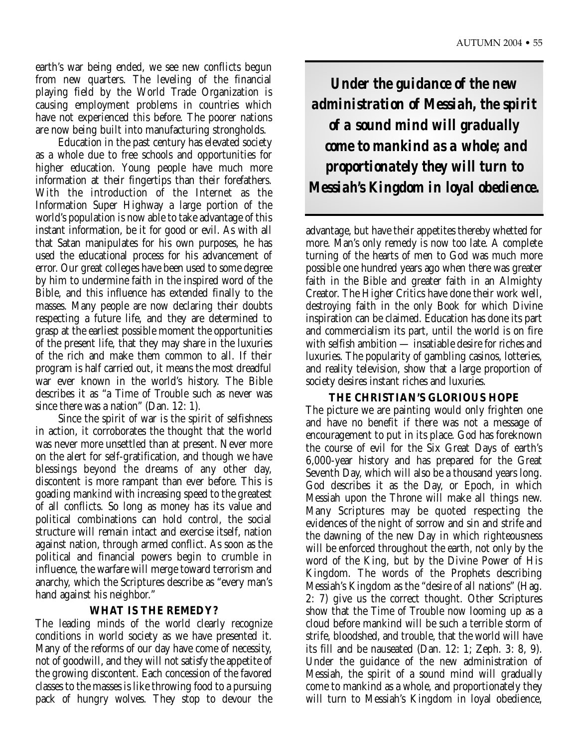earth's war being ended, we see new conflicts begun from new quarters. The leveling of the financial playing field by the World Trade Organization is causing employment problems in countries which have not experienced this before. The poorer nations are now being built into manufacturing strongholds.

Education in the past century has elevated society as a whole due to free schools and opportunities for higher education. Young people have much more information at their fingertips than their forefathers. With the introduction of the Internet as the Information Super Highway a large portion of the world's population is now able to take advantage of this instant information, be it for good or evil. As with all that Satan manipulates for his own purposes, he has used the educational process for his advancement of error. Our great colleges have been used to some degree by him to undermine faith in the inspired word of the Bible, and this influence has extended finally to the masses. Many people are now declaring their doubts respecting a future life, and they are determined to grasp at the earliest possible moment the opportunities of the present life, that they may share in the luxuries of the rich and make them common to all. If their program is half carried out, it means the most dreadful war ever known in the world's history. The Bible describes it as "a Time of Trouble such as never was since there was a nation" (Dan. 12: 1).

Since the spirit of war is the spirit of selfishness in action, it corroborates the thought that the world was never more unsettled than at present. Never more on the alert for self-gratification, and though we have blessings beyond the dreams of any other day, discontent is more rampant than ever before. This is goading mankind with increasing speed to the greatest of all conflicts. So long as money has its value and political combinations can hold control, the social structure will remain intact and exercise itself, nation against nation, through armed conflict. As soon as the political and financial powers begin to crumble in influence, the warfare will merge toward terrorism and anarchy, which the Scriptures describe as "every man's hand against his neighbor."

**WHAT IS THE REMEDY?**

The leading minds of the world clearly recognize conditions in world society as we have presented it. Many of the reforms of our day have come of necessity, not of goodwill, and they will not satisfy the appetite of the growing discontent. Each concession of the favored classes to the masses is like throwing food to a pursuing pack of hungry wolves. They stop to devour the advantage, but have their appetites thereby whetted for more. Man's only remedy is now too late. A complete turning of the hearts of men to God was much more possible one hundred years ago when there was greater faith in the Bible and greater faith in an Almighty Creator. The Higher Critics have done their work well, destroying faith in the only Book for which Divine inspiration can be claimed. Education has done its part and commercialism its part, until the world is on fire with selfish ambition — insatiable desire for riches and luxuries. The popularity of gambling casinos, lotteries, and reality television, show that a large proportion of society desires instant riches and luxuries.

> ***Under the guidance of the new administration of Messiah, the spirit of a sound mind will gradually come to mankind as a whole; and proportionately they will turn to Messiah's Kingdom in loyal obedience.***

**THE CHRISTIAN'S GLORIOUS HOPE**

The picture we are painting would only frighten one and have no benefit if there was not a message of encouragement to put in its place. God has foreknown the course of evil for the Six Great Days of earth's 6,000-year history and has prepared for the Great Seventh Day, which will also be a thousand years long. God describes it as the Day, or Epoch, in which Messiah upon the Throne will make all things new. Many Scriptures may be quoted respecting the evidences of the night of sorrow and sin and strife and the dawning of the new Day in which righteousness will be enforced throughout the earth, not only by the word of the King, but by the Divine Power of His Kingdom. The words of the Prophets describing Messiah's Kingdom as the "desire of all nations" (Hag. 2: 7) give us the correct thought. Other Scriptures show that the Time of Trouble now looming up as a cloud before mankind will be such a terrible storm of strife, bloodshed, and trouble, that the world will have its fill and be nauseated (Dan. 12: 1; Zeph. 3: 8, 9). Under the guidance of the new administration of Messiah, the spirit of a sound mind will gradually come to mankind as a whole, and proportionately they will turn to Messiah's Kingdom in loyal obedience,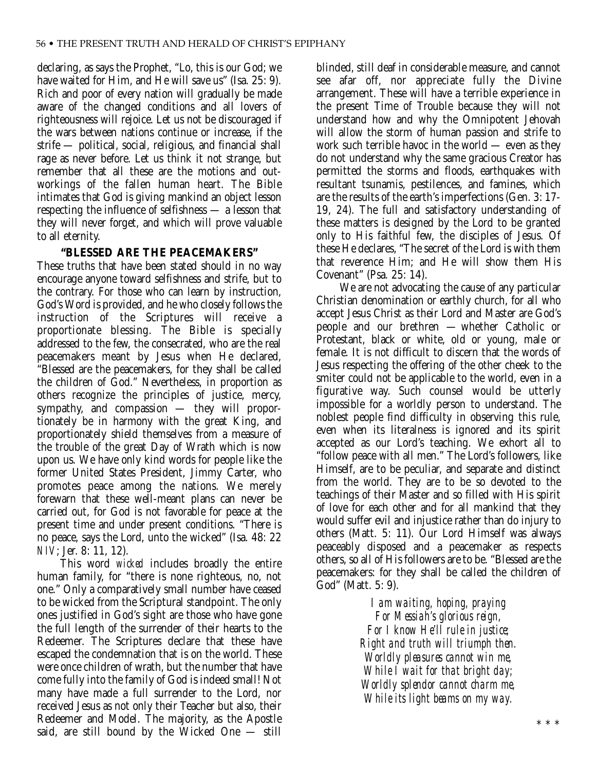declaring, as says the Prophet, "Lo, this is our God; we have waited for Him, and He will save us" (Isa. 25: 9). Rich and poor of every nation will gradually be made aware of the changed conditions and all lovers of righteousness will rejoice. Let us not be discouraged if the wars between nations continue or increase, if the strife — political, social, religious, and financial shall rage as never before. Let us think it not strange, but remember that all these are the motions and outworkings of the fallen human heart. The Bible intimates that God is giving mankind an object lesson respecting the influence of selfishness — a lesson that they will never forget, and which will prove valuable to all eternity.

### "BLESSED ARE THE PEACEMAKERS"

These truths that have been stated should in no way encourage anyone toward selfishness and strife, but to the contrary. For those who can learn by instruction, God's Word is provided, and he who closely follows the instruction of the Scriptures will receive a proportionate blessing. The Bible is specially addressed to the few, the consecrated, who are the real peacemakers meant by Jesus when He declared, "Blessed are the peacemakers, for they shall be called the children of God." Nevertheless, in proportion as others recognize the principles of justice, mercy, sympathy, and compassion — they will proportionately be in harmony with the great King, and proportionately shield themselves from a measure of the trouble of the great Day of Wrath which is now upon us. We have only kind words for people like the former United States President, Jimmy Carter, who promotes peace among the nations. We merely forewarn that these well-meant plans can never be carried out, for God is not favorable for peace at the present time and under present conditions. "There is no peace, says the Lord, unto the wicked" (Isa. 48: 22 *NIV*; Jer. 8: 11, 12).

This word *wicked* includes broadly the entire human family, for "there is none righteous, no, not one." Only a comparatively small number have ceased to be wicked from the Scriptural standpoint. The only ones justified in God's sight are those who have gone the full length of the surrender of their hearts to the Redeemer. The Scriptures declare that these have escaped the condemnation that is on the world. These were once children of wrath, but the number that have come fully into the family of God is indeed small! Not many have made a full surrender to the Lord, nor received Jesus as not only their Teacher but also, their Redeemer and Model. The majority, as the Apostle said, are still bound by the Wicked One — still blinded, still deaf in considerable measure, and cannot see afar off, nor appreciate fully the Divine arrangement. These will have a terrible experience in the present Time of Trouble because they will not understand how and why the Omnipotent Jehovah will allow the storm of human passion and strife to work such terrible havoc in the world — even as they do not understand why the same gracious Creator has permitted the storms and floods, earthquakes with resultant tsunamis, pestilences, and famines, which are the results of the earth's imperfections (Gen. 3: 17-19, 24). The full and satisfactory understanding of these matters is designed by the Lord to be granted only to His faithful few, the disciples of Jesus. Of these He declares, "The secret of the Lord is with them that reverence Him; and He will show them His Covenant" (Psa. 25: 14).

We are not advocating the cause of any particular Christian denomination or earthly church, for all who accept Jesus Christ as their Lord and Master are God's people and our brethren — whether Catholic or Protestant, black or white, old or young, male or female. It is not difficult to discern that the words of Jesus respecting the offering of the other cheek to the smiter could not be applicable to the world, even in a figurative way. Such counsel would be utterly impossible for a worldly person to understand. The noblest people find difficulty in observing this rule, even when its literalness is ignored and its spirit accepted as our Lord's teaching. We exhort all to "follow peace with all men." The Lord's followers, like Himself, are to be peculiar, and separate and distinct from the world. They are to be so devoted to the teachings of their Master and so filled with His spirit of love for each other and for all mankind that they would suffer evil and injustice rather than do injury to others (Matt. 5: 11). Our Lord Himself was always peaceably disposed and a peacemaker as respects others, so all of His followers are to be. "Blessed are the peacemakers: for they shall be called the children of God" (Matt. 5: 9).

*I am waiting, hoping, praying*
*For Messiah's glorious reign,*
*For I know He'll rule in justice;*
*Right and truth will triumph then.*
*Worldly pleasures cannot win me,*
*While I wait for that bright day;*
*Worldly splendor cannot charm me,*
*While its light beams on my way.*

\* \* \*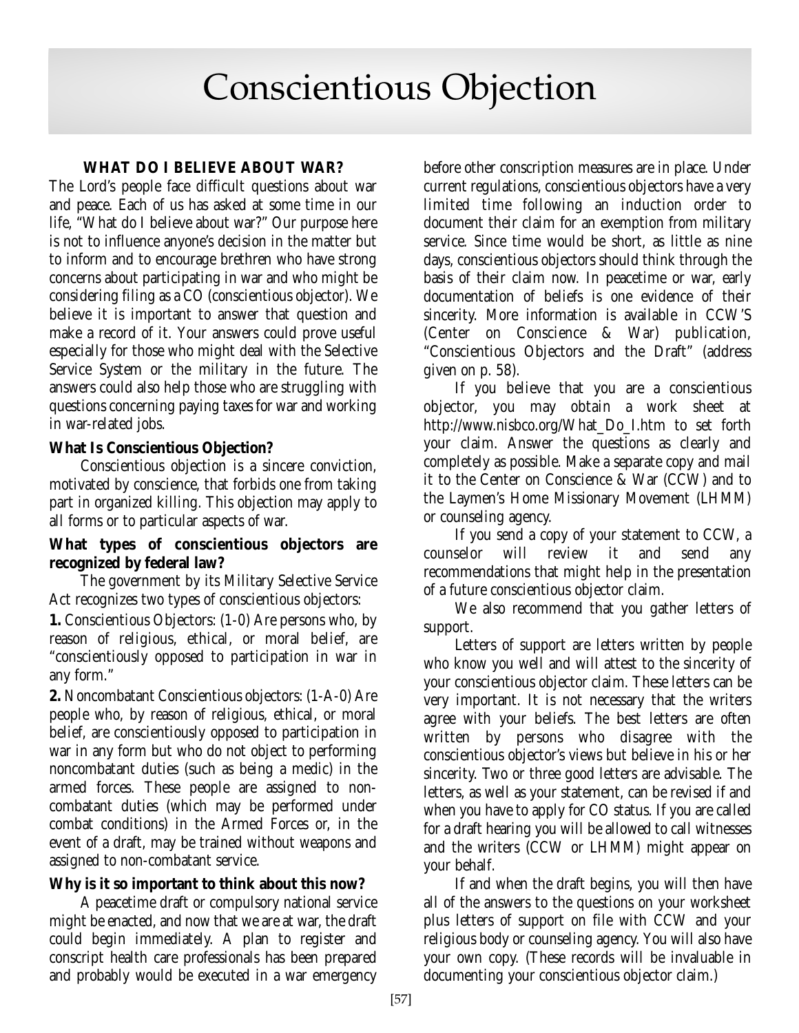# Conscientious Objection

### WHAT DO I BELIEVE ABOUT WAR?

The Lord's people face difficult questions about war and peace. Each of us has asked at some time in our life, "What do I believe about war?" Our purpose here is not to influence anyone's decision in the matter but to inform and to encourage brethren who have strong concerns about participating in war and who might be considering filing as a CO (conscientious objector). We believe it is important to answer that question and make a record of it. Your answers could prove useful especially for those who might deal with the Selective Service System or the military in the future. The answers could also help those who are struggling with questions concerning paying taxes for war and working in war-related jobs.

**What Is Conscientious Objection?**

Conscientious objection is a sincere conviction, motivated by conscience, that forbids one from taking part in organized killing. This objection may apply to all forms or to particular aspects of war.

**What types of conscientious objectors are recognized by federal law?**

The government by its Military Selective Service Act recognizes two types of conscientious objectors:

**1.** Conscientious Objectors: (1-0) Are persons who, by reason of religious, ethical, or moral belief, are "conscientiously opposed to participation in war in any form."

**2.** Noncombatant Conscientious objectors: (1-A-0) Are people who, by reason of religious, ethical, or moral belief, are conscientiously opposed to participation in war in any form but who do not object to performing noncombatant duties (such as being a medic) in the armed forces. These people are assigned to non-combatant duties (which may be performed under combat conditions) in the Armed Forces or, in the event of a draft, may be trained without weapons and assigned to non-combatant service.

**Why is it so important to think about this now?**

A peacetime draft or compulsory national service might be enacted, and now that we are at war, the draft could begin immediately. A plan to register and conscript health care professionals has been prepared and probably would be executed in a war emergency before other conscription measures are in place. Under current regulations, conscientious objectors have a very limited time following an induction order to document their claim for an exemption from military service. Since time would be short, as little as nine days, conscientious objectors should think through the basis of their claim now. In peacetime or war, early documentation of beliefs is one evidence of their sincerity. More information is available in CCW'S (Center on Conscience & War) publication, "Conscientious Objectors and the Draft" (address given on p. 58).

If you believe that you are a conscientious objector, you may obtain a work sheet at http://www.nisbco.org/What_Do_I.htm to set forth your claim. Answer the questions as clearly and completely as possible. Make a separate copy and mail it to the Center on Conscience & War (CCW) and to the Laymen's Home Missionary Movement (LHMM) or counseling agency.

If you send a copy of your statement to CCW, a counselor will review it and send any recommendations that might help in the presentation of a future conscientious objector claim.

We also recommend that you gather letters of support.

Letters of support are letters written by people who know you well and will attest to the sincerity of your conscientious objector claim. These letters can be very important. It is not necessary that the writers agree with your beliefs. The best letters are often written by persons who disagree with the conscientious objector's views but believe in his or her sincerity. Two or three good letters are advisable. The letters, as well as your statement, can be revised if and when you have to apply for CO status. If you are called for a draft hearing you will be allowed to call witnesses and the writers (CCW or LHMM) might appear on your behalf.

If and when the draft begins, you will then have all of the answers to the questions on your worksheet plus letters of support on file with CCW and your religious body or counseling agency. You will also have your own copy. (These records will be invaluable in documenting your conscientious objector claim.)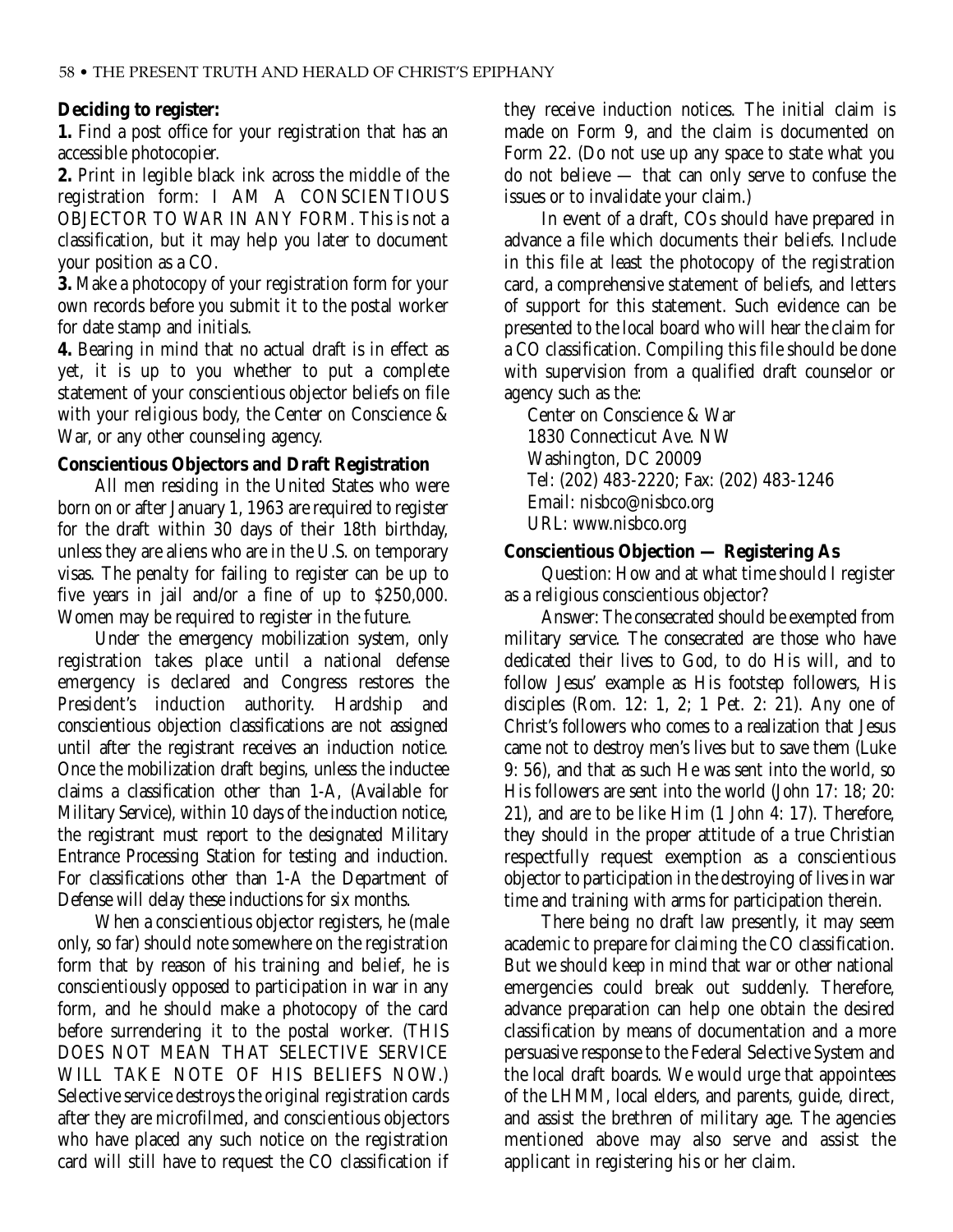**Deciding to register:**

**1.** Find a post office for your registration that has an accessible photocopier.

**2.** Print in legible black ink across the middle of the registration form: I AM A CONSCIENTIOUS OBJECTOR TO WAR IN ANY FORM. This is not a classification, but it may help you later to document your position as a CO.

**3.** Make a photocopy of your registration form for your own records before you submit it to the postal worker for date stamp and initials.

**4.** Bearing in mind that no actual draft is in effect as yet, it is up to you whether to put a complete statement of your conscientious objector beliefs on file with your religious body, the Center on Conscience & War, or any other counseling agency.

**Conscientious Objectors and Draft Registration**

All men residing in the United States who were born on or after January 1, 1963 are required to register for the draft within 30 days of their 18th birthday, unless they are aliens who are in the U.S. on temporary visas. The penalty for failing to register can be up to five years in jail and/or a fine of up to $250,000. Women may be required to register in the future.

Under the emergency mobilization system, only registration takes place until a national defense emergency is declared and Congress restores the President's induction authority. Hardship and conscientious objection classifications are not assigned until after the registrant receives an induction notice. Once the mobilization draft begins, unless the inductee claims a classification other than 1-A, (Available for Military Service), within 10 days of the induction notice, the registrant must report to the designated Military Entrance Processing Station for testing and induction. For classifications other than 1-A the Department of Defense will delay these inductions for six months.

When a conscientious objector registers, he (male only, so far) should note somewhere on the registration form that by reason of his training and belief, he is conscientiously opposed to participation in war in any form, and he should make a photocopy of the card before surrendering it to the postal worker. (THIS DOES NOT MEAN THAT SELECTIVE SERVICE WILL TAKE NOTE OF HIS BELIEFS NOW.) Selective service destroys the original registration cards after they are microfilmed, and conscientious objectors who have placed any such notice on the registration card will still have to request the CO classification if they receive induction notices. The initial claim is made on Form 9, and the claim is documented on Form 22. (Do not use up any space to state what you do not believe — that can only serve to confuse the issues or to invalidate your claim.)

In event of a draft, COs should have prepared in advance a file which documents their beliefs. Include in this file at least the photocopy of the registration card, a comprehensive statement of beliefs, and letters of support for this statement. Such evidence can be presented to the local board who will hear the claim for a CO classification. Compiling this file should be done with supervision from a qualified draft counselor or agency such as the:

Center on Conscience & War
1830 Connecticut Ave. NW
Washington, DC 20009
Tel: (202) 483-2220; Fax: (202) 483-1246
Email: nisbco@nisbco.org
URL: www.nisbco.org

**Conscientious Objection — Registering As**

Question: How and at what time should I register as a religious conscientious objector?

Answer: The consecrated should be exempted from military service. The consecrated are those who have dedicated their lives to God, to do His will, and to follow Jesus' example as His footstep followers, His disciples (Rom. 12: 1, 2; 1 Pet. 2: 21). Any one of Christ's followers who comes to a realization that Jesus came not to destroy men's lives but to save them (Luke 9: 56), and that as such He was sent into the world, so His followers are sent into the world (John 17: 18; 20: 21), and are to be like Him (1 John 4: 17). Therefore, they should in the proper attitude of a true Christian respectfully request exemption as a conscientious objector to participation in the destroying of lives in war time and training with arms for participation therein.

There being no draft law presently, it may seem academic to prepare for claiming the CO classification. But we should keep in mind that war or other national emergencies could break out suddenly. Therefore, advance preparation can help one obtain the desired classification by means of documentation and a more persuasive response to the Federal Selective System and the local draft boards. We would urge that appointees of the LHMM, local elders, and parents, guide, direct, and assist the brethren of military age. The agencies mentioned above may also serve and assist the applicant in registering his or her claim.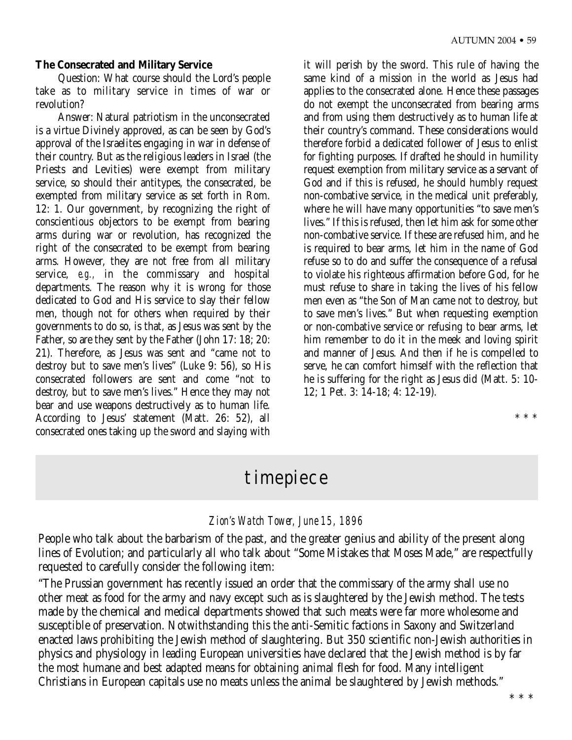**The Consecrated and Military Service**

Question: What course should the Lord's people take as to military service in times of war or revolution?

Answer: Natural patriotism in the unconsecrated is a virtue Divinely approved, as can be seen by God's approval of the Israelites engaging in war in defense of their country. But as the religious leaders in Israel (the Priests and Levities) were exempt from military service, so should their antitypes, the consecrated, be exempted from military service as set forth in Rom. 12: 1. Our government, by recognizing the right of conscientious objectors to be exempt from bearing arms during war or revolution, has recognized the right of the consecrated to be exempt from bearing arms. However, they are not free from all military service, *e.g.,* in the commissary and hospital departments. The reason why it is wrong for those dedicated to God and His service to slay their fellow men, though not for others when required by their governments to do so, is that, as Jesus was sent by the Father, so are they sent by the Father (John 17: 18; 20: 21). Therefore, as Jesus was sent and "came not to destroy but to save men's lives" (Luke 9: 56), so His consecrated followers are sent and come "not to destroy, but to save men's lives." Hence they may not bear and use weapons destructively as to human life. According to Jesus' statement (Matt. 26: 52), all consecrated ones taking up the sword and slaying with it will perish by the sword. This rule of having the same kind of a mission in the world as Jesus had applies to the consecrated alone. Hence these passages do not exempt the unconsecrated from bearing arms and from using them destructively as to human life at their country's command. These considerations would therefore forbid a dedicated follower of Jesus to enlist for fighting purposes. If drafted he should in humility request exemption from military service as a servant of God and if this is refused, he should humbly request non-combative service, in the medical unit preferably, where he will have many opportunities "to save men's lives." If this is refused, then let him ask for some other non-combative service. If these are refused him, and he is required to bear arms, let him in the name of God refuse so to do and suffer the consequence of a refusal to violate his righteous affirmation before God, for he must refuse to share in taking the lives of his fellow men even as "the Son of Man came not to destroy, but to save men's lives." But when requesting exemption or non-combative service or refusing to bear arms, let him remember to do it in the meek and loving spirit and manner of Jesus. And then if he is compelled to serve, he can comfort himself with the reflection that he is suffering for the right as Jesus did (Matt. 5: 10-12; 1 Pet. 3: 14-18; 4: 12-19).

\* \* \*

# timepiece

*Zion's Watch Tower, June 15, 1896*

People who talk about the barbarism of the past, and the greater genius and ability of the present along lines of Evolution; and particularly all who talk about "Some Mistakes that Moses Made," are respectfully requested to carefully consider the following item:

"The Prussian government has recently issued an order that the commissary of the army shall use no other meat as food for the army and navy except such as is slaughtered by the Jewish method. The tests made by the chemical and medical departments showed that such meats were far more wholesome and susceptible of preservation. Notwithstanding this the anti-Semitic factions in Saxony and Switzerland enacted laws prohibiting the Jewish method of slaughtering. But 350 scientific non-Jewish authorities in physics and physiology in leading European universities have declared that the Jewish method is by far the most humane and best adapted means for obtaining animal flesh for food. Many intelligent Christians in European capitals use no meats unless the animal be slaughtered by Jewish methods."

\* \* \*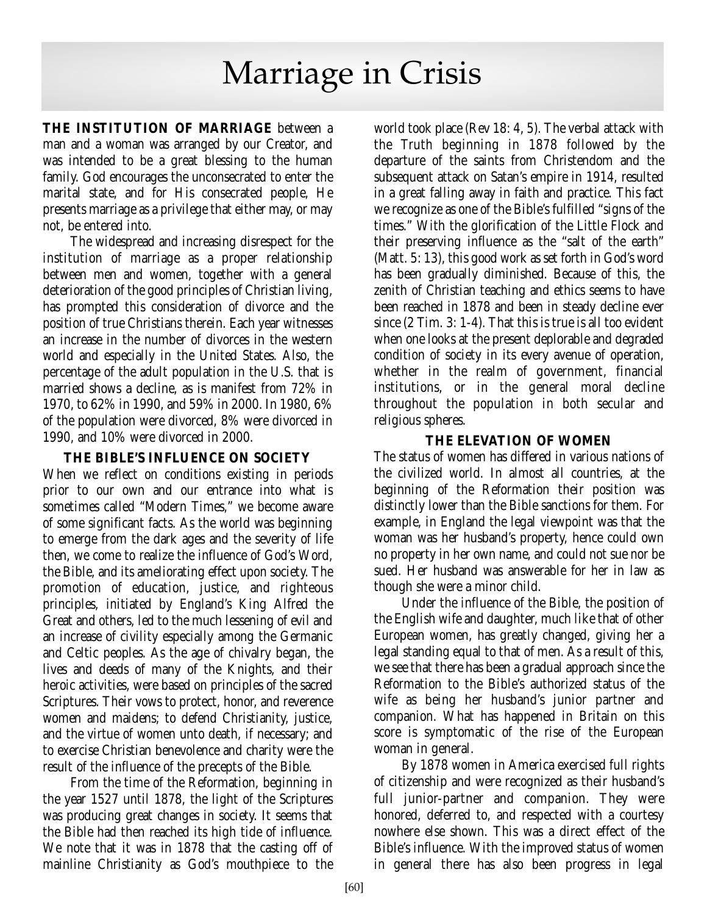# Marriage in Crisis

**THE INSTITUTION OF MARRIAGE** between a man and a woman was arranged by our Creator, and was intended to be a great blessing to the human family. God encourages the unconsecrated to enter the marital state, and for His consecrated people, He presents marriage as a privilege that either may, or may not, be entered into.

The widespread and increasing disrespect for the institution of marriage as a proper relationship between men and women, together with a general deterioration of the good principles of Christian living, has prompted this consideration of divorce and the position of true Christians therein. Each year witnesses an increase in the number of divorces in the western world and especially in the United States. Also, the percentage of the adult population in the U.S. that is married shows a decline, as is manifest from 72% in 1970, to 62% in 1990, and 59% in 2000. In 1980, 6% of the population were divorced, 8% were divorced in 1990, and 10% were divorced in 2000.

## THE BIBLE'S INFLUENCE ON SOCIETY

When we reflect on conditions existing in periods prior to our own and our entrance into what is sometimes called "Modern Times," we become aware of some significant facts. As the world was beginning to emerge from the dark ages and the severity of life then, we come to realize the influence of God's Word, the Bible, and its ameliorating effect upon society. The promotion of education, justice, and righteous principles, initiated by England's King Alfred the Great and others, led to the much lessening of evil and an increase of civility especially among the Germanic and Celtic peoples. As the age of chivalry began, the lives and deeds of many of the Knights, and their heroic activities, were based on principles of the sacred Scriptures. Their vows to protect, honor, and reverence women and maidens; to defend Christianity, justice, and the virtue of women unto death, if necessary; and to exercise Christian benevolence and charity were the result of the influence of the precepts of the Bible.

From the time of the Reformation, beginning in the year 1527 until 1878, the light of the Scriptures was producing great changes in society. It seems that the Bible had then reached its high tide of influence. We note that it was in 1878 that the casting off of mainline Christianity as God's mouthpiece to the world took place (Rev 18: 4, 5). The verbal attack with the Truth beginning in 1878 followed by the departure of the saints from Christendom and the subsequent attack on Satan's empire in 1914, resulted in a great falling away in faith and practice. This fact we recognize as one of the Bible's fulfilled "signs of the times." With the glorification of the Little Flock and their preserving influence as the "salt of the earth" (Matt. 5: 13), this good work as set forth in God's word has been gradually diminished. Because of this, the zenith of Christian teaching and ethics seems to have been reached in 1878 and been in steady decline ever since (2 Tim. 3: 1-4). That this is true is all too evident when one looks at the present deplorable and degraded condition of society in its every avenue of operation, whether in the realm of government, financial institutions, or in the general moral decline throughout the population in both secular and religious spheres.

## THE ELEVATION OF WOMEN

The status of women has differed in various nations of the civilized world. In almost all countries, at the beginning of the Reformation their position was distinctly lower than the Bible sanctions for them. For example, in England the legal viewpoint was that the woman was her husband's property, hence could own no property in her own name, and could not sue nor be sued. Her husband was answerable for her in law as though she were a minor child.

Under the influence of the Bible, the position of the English wife and daughter, much like that of other European women, has greatly changed, giving her a legal standing equal to that of men. As a result of this, we see that there has been a gradual approach since the Reformation to the Bible's authorized status of the wife as being her husband's junior partner and companion. What has happened in Britain on this score is symptomatic of the rise of the European woman in general.

By 1878 women in America exercised full rights of citizenship and were recognized as their husband's full junior-partner and companion. They were honored, deferred to, and respected with a courtesy nowhere else shown. This was a direct effect of the Bible's influence. With the improved status of women in general there has also been progress in legal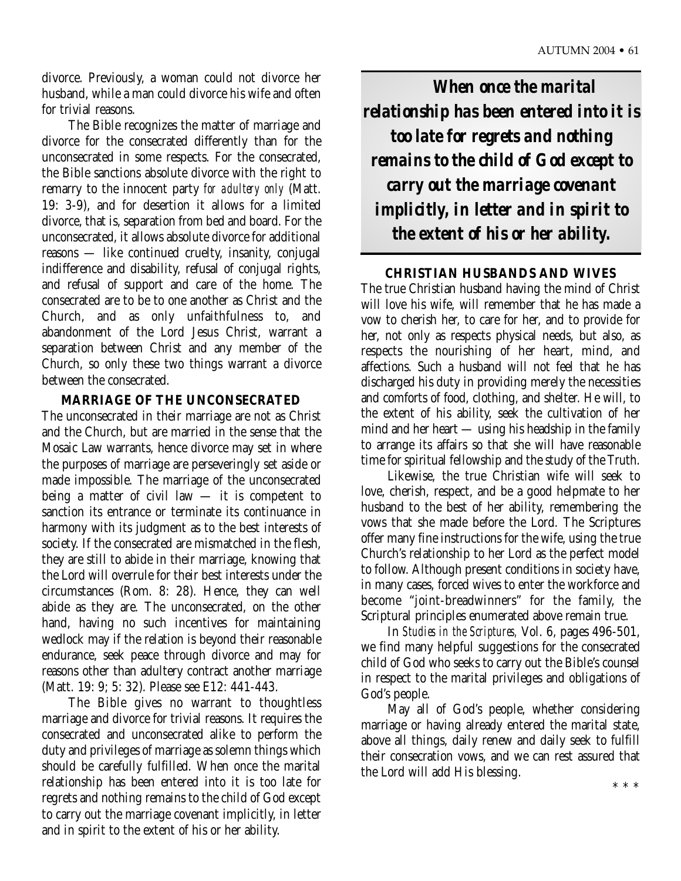divorce. Previously, a woman could not divorce her husband, while a man could divorce his wife and often for trivial reasons.

The Bible recognizes the matter of marriage and divorce for the consecrated differently than for the unconsecrated in some respects. For the consecrated, the Bible sanctions absolute divorce with the right to remarry to the innocent party *for adultery only* (Matt. 19: 3-9), and for desertion it allows for a limited divorce, that is, separation from bed and board. For the unconsecrated, it allows absolute divorce for additional reasons — like continued cruelty, insanity, conjugal indifference and disability, refusal of conjugal rights, and refusal of support and care of the home. The consecrated are to be to one another as Christ and the Church, and as only unfaithfulness to, and abandonment of the Lord Jesus Christ, warrant a separation between Christ and any member of the Church, so only these two things warrant a divorce between the consecrated.

### MARRIAGE OF THE UNCONSECRATED

The unconsecrated in their marriage are not as Christ and the Church, but are married in the sense that the Mosaic Law warrants, hence divorce may set in where the purposes of marriage are perseveringly set aside or made impossible. The marriage of the unconsecrated being a matter of civil law — it is competent to sanction its entrance or terminate its continuance in harmony with its judgment as to the best interests of society. If the consecrated are mismatched in the flesh, they are still to abide in their marriage, knowing that the Lord will overrule for their best interests under the circumstances (Rom. 8: 28). Hence, they can well abide as they are. The unconsecrated, on the other hand, having no such incentives for maintaining wedlock may if the relation is beyond their reasonable endurance, seek peace through divorce and may for reasons other than adultery contract another marriage (Matt. 19: 9; 5: 32). Please see E12: 441-443.

The Bible gives no warrant to thoughtless marriage and divorce for trivial reasons. It requires the consecrated and unconsecrated alike to perform the duty and privileges of marriage as solemn things which should be carefully fulfilled. When once the marital relationship has been entered into it is too late for regrets and nothing remains to the child of God except to carry out the marriage covenant implicitly, in letter and in spirit to the extent of his or her ability.

> ***When once the marital relationship has been entered into it is too late for regrets and nothing remains to the child of God except to carry out the marriage covenant implicitly, in letter and in spirit to the extent of his or her ability.***

### CHRISTIAN HUSBANDS AND WIVES

The true Christian husband having the mind of Christ will love his wife, will remember that he has made a vow to cherish her, to care for her, and to provide for her, not only as respects physical needs, but also, as respects the nourishing of her heart, mind, and affections. Such a husband will not feel that he has discharged his duty in providing merely the necessities and comforts of food, clothing, and shelter. He will, to the extent of his ability, seek the cultivation of her mind and her heart — using his headship in the family to arrange its affairs so that she will have reasonable time for spiritual fellowship and the study of the Truth.

Likewise, the true Christian wife will seek to love, cherish, respect, and be a good helpmate to her husband to the best of her ability, remembering the vows that she made before the Lord. The Scriptures offer many fine instructions for the wife, using the true Church's relationship to her Lord as the perfect model to follow. Although present conditions in society have, in many cases, forced wives to enter the workforce and become "joint-breadwinners" for the family, the Scriptural principles enumerated above remain true.

In *Studies in the Scriptures*, Vol. 6, pages 496-501, we find many helpful suggestions for the consecrated child of God who seeks to carry out the Bible's counsel in respect to the marital privileges and obligations of God's people.

May all of God's people, whether considering marriage or having already entered the marital state, above all things, daily renew and daily seek to fulfill their consecration vows, and we can rest assured that the Lord will add His blessing.

\* \* \*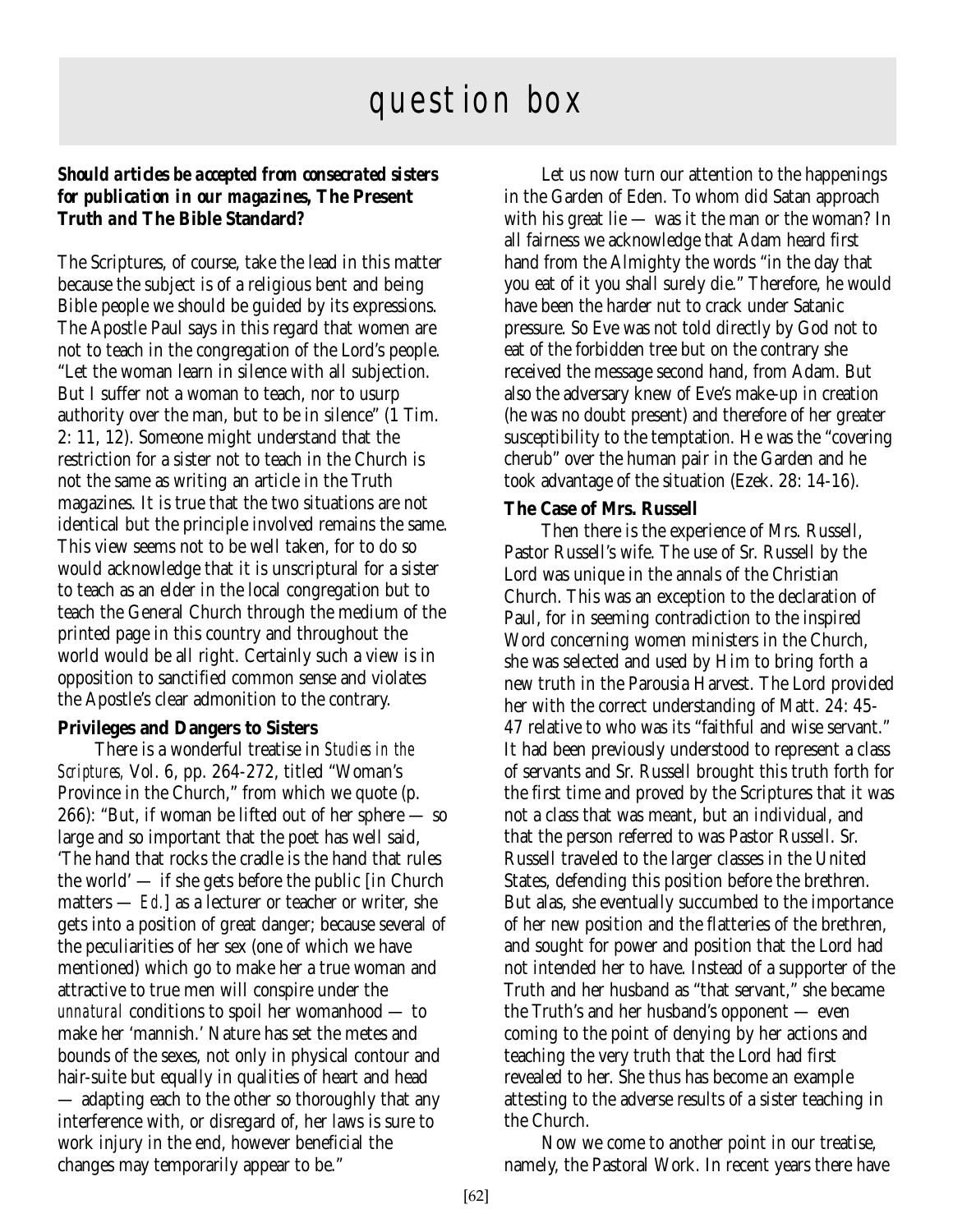# question box

***Should articles be accepted from consecrated sisters for publication in our magazines, The Present Truth and The Bible Standard?***

The Scriptures, of course, take the lead in this matter because the subject is of a religious bent and being Bible people we should be guided by its expressions. The Apostle Paul says in this regard that women are not to teach in the congregation of the Lord's people. "Let the woman learn in silence with all subjection. But I suffer not a woman to teach, nor to usurp authority over the man, but to be in silence" (1 Tim. 2: 11, 12). Someone might understand that the restriction for a sister not to teach in the Church is not the same as writing an article in the Truth magazines. It is true that the two situations are not identical but the principle involved remains the same. This view seems not to be well taken, for to do so would acknowledge that it is unscriptural for a sister to teach as an elder in the local congregation but to teach the General Church through the medium of the printed page in this country and throughout the world would be all right. Certainly such a view is in opposition to sanctified common sense and violates the Apostle's clear admonition to the contrary.

**Privileges and Dangers to Sisters**

There is a wonderful treatise in *Studies in the Scriptures,* Vol. 6, pp. 264-272, titled "Woman's Province in the Church," from which we quote (p. 266): "But, if woman be lifted out of her sphere — so large and so important that the poet has well said, 'The hand that rocks the cradle is the hand that rules the world' — if she gets before the public [in Church matters — *Ed.*] as a lecturer or teacher or writer, she gets into a position of great danger; because several of the peculiarities of her sex (one of which we have mentioned) which go to make her a true woman and attractive to true men will conspire under the *unnatural* conditions to spoil her womanhood — to make her 'mannish.' Nature has set the metes and bounds of the sexes, not only in physical contour and hair-suite but equally in qualities of heart and head — adapting each to the other so thoroughly that any interference with, or disregard of, her laws is sure to work injury in the end, however beneficial the changes may temporarily appear to be."

Let us now turn our attention to the happenings in the Garden of Eden. To whom did Satan approach with his great lie — was it the man or the woman? In all fairness we acknowledge that Adam heard first hand from the Almighty the words "in the day that you eat of it you shall surely die." Therefore, he would have been the harder nut to crack under Satanic pressure. So Eve was not told directly by God not to eat of the forbidden tree but on the contrary she received the message second hand, from Adam. But also the adversary knew of Eve's make-up in creation (he was no doubt present) and therefore of her greater susceptibility to the temptation. He was the "covering cherub" over the human pair in the Garden and he took advantage of the situation (Ezek. 28: 14-16).

**The Case of Mrs. Russell**

Then there is the experience of Mrs. Russell, Pastor Russell's wife. The use of Sr. Russell by the Lord was unique in the annals of the Christian Church. This was an exception to the declaration of Paul, for in seeming contradiction to the inspired Word concerning women ministers in the Church, she was selected and used by Him to bring forth a new truth in the Parousia Harvest. The Lord provided her with the correct understanding of Matt. 24: 45-47 relative to who was its "faithful and wise servant." It had been previously understood to represent a class of servants and Sr. Russell brought this truth forth for the first time and proved by the Scriptures that it was not a class that was meant, but an individual, and that the person referred to was Pastor Russell. Sr. Russell traveled to the larger classes in the United States, defending this position before the brethren. But alas, she eventually succumbed to the importance of her new position and the flatteries of the brethren, and sought for power and position that the Lord had not intended her to have. Instead of a supporter of the Truth and her husband as "that servant," she became the Truth's and her husband's opponent — even coming to the point of denying by her actions and teaching the very truth that the Lord had first revealed to her. She thus has become an example attesting to the adverse results of a sister teaching in the Church.

Now we come to another point in our treatise, namely, the Pastoral Work. In recent years there have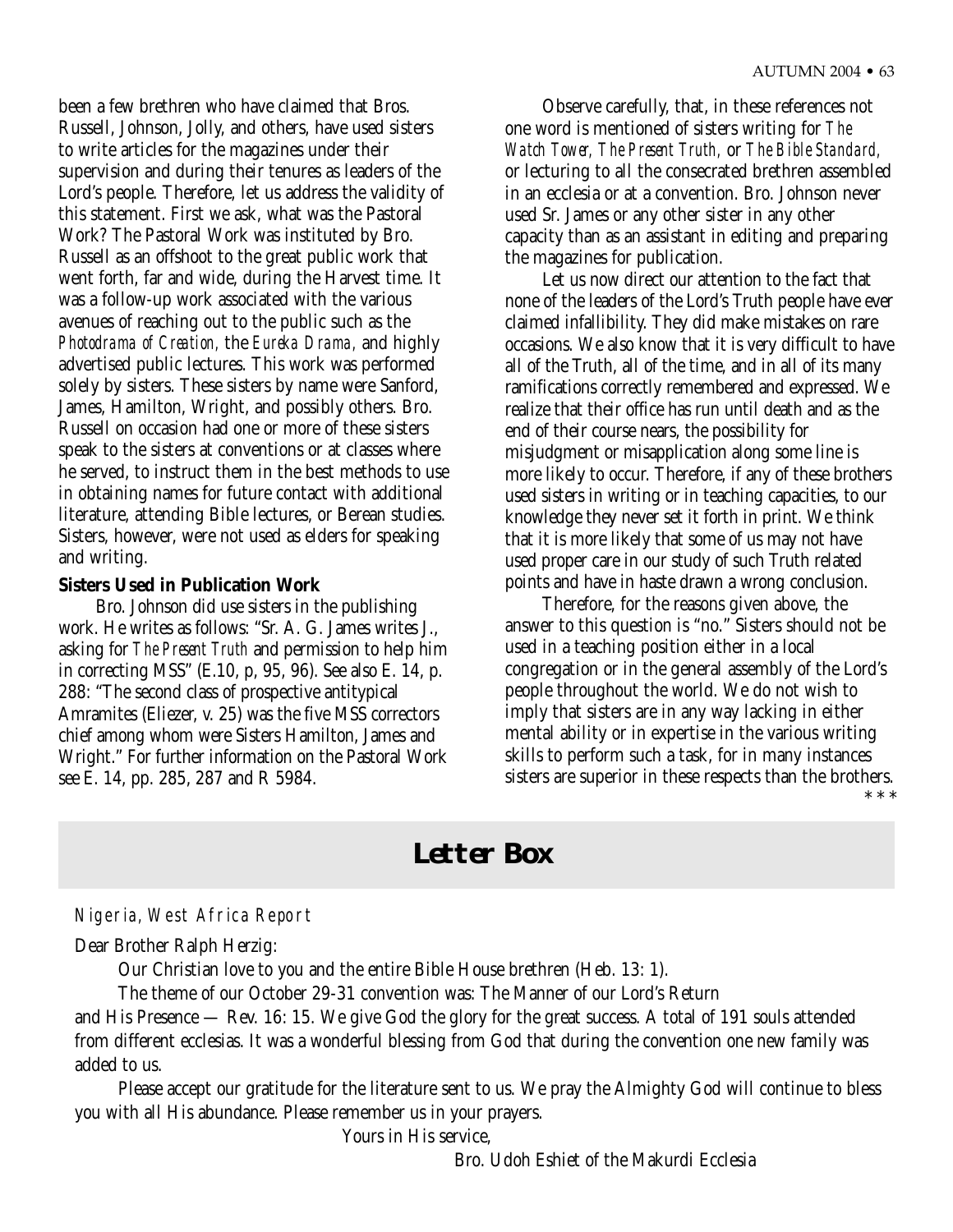been a few brethren who have claimed that Bros. Russell, Johnson, Jolly, and others, have used sisters to write articles for the magazines under their supervision and during their tenures as leaders of the Lord's people. Therefore, let us address the validity of this statement. First we ask, what was the Pastoral Work? The Pastoral Work was instituted by Bro. Russell as an offshoot to the great public work that went forth, far and wide, during the Harvest time. It was a follow-up work associated with the various avenues of reaching out to the public such as the *Photodrama of Creation,* the *Eureka Drama,* and highly advertised public lectures. This work was performed solely by sisters. These sisters by name were Sanford, James, Hamilton, Wright, and possibly others. Bro. Russell on occasion had one or more of these sisters speak to the sisters at conventions or at classes where he served, to instruct them in the best methods to use in obtaining names for future contact with additional literature, attending Bible lectures, or Berean studies. Sisters, however, were not used as elders for speaking and writing.

**Sisters Used in Publication Work**

Bro. Johnson did use sisters in the publishing work. He writes as follows: "Sr. A. G. James writes J., asking for *The Present Truth* and permission to help him in correcting MSS" (E.10, p, 95, 96). See also E. 14, p. 288: "The second class of prospective antitypical Amramites (Eliezer, v. 25) was the five MSS correctors chief among whom were Sisters Hamilton, James and Wright." For further information on the Pastoral Work see E. 14, pp. 285, 287 and R 5984.

Observe carefully, that, in these references not one word is mentioned of sisters writing for *The Watch Tower, The Present Truth,* or *The Bible Standard,* or lecturing to all the consecrated brethren assembled in an ecclesia or at a convention. Bro. Johnson never used Sr. James or any other sister in any other capacity than as an assistant in editing and preparing the magazines for publication.

Let us now direct our attention to the fact that none of the leaders of the Lord's Truth people have ever claimed infallibility. They did make mistakes on rare occasions. We also know that it is very difficult to have all of the Truth, all of the time, and in all of its many ramifications correctly remembered and expressed. We realize that their office has run until death and as the end of their course nears, the possibility for misjudgment or misapplication along some line is more likely to occur. Therefore, if any of these brothers used sisters in writing or in teaching capacities, to our knowledge they never set it forth in print. We think that it is more likely that some of us may not have used proper care in our study of such Truth related points and have in haste drawn a wrong conclusion.

Therefore, for the reasons given above, the answer to this question is "no." Sisters should not be used in a teaching position either in a local congregation or in the general assembly of the Lord's people throughout the world. We do not wish to imply that sisters are in any way lacking in either mental ability or in expertise in the various writing skills to perform such a task, for in many instances sisters are superior in these respects than the brothers.

\* \* \*

## Letter Box

*Nigeria, West Africa Report*

Dear Brother Ralph Herzig:

Our Christian love to you and the entire Bible House brethren (Heb. 13: 1).

The theme of our October 29-31 convention was: The Manner of our Lord's Return and His Presence — Rev. 16: 15. We give God the glory for the great success. A total of 191 souls attended from different ecclesias. It was a wonderful blessing from God that during the convention one new family was added to us.

Please accept our gratitude for the literature sent to us. We pray the Almighty God will continue to bless you with all His abundance. Please remember us in your prayers.

Yours in His service,

Bro. Udoh Eshiet of the Makurdi Ecclesia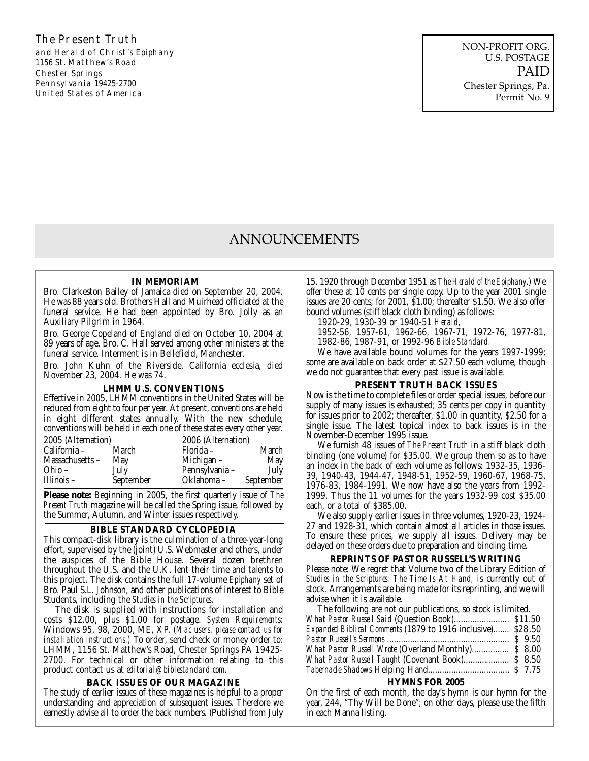The Present Truth
and Herald of Christ's Epiphany
1156 St. Matthew's Road
Chester Springs
Pennsylvania 19425-2700
United States of America

NON-PROFIT ORG.
U.S. POSTAGE
PAID
Chester Springs, Pa.
Permit No. 9

# ANNOUNCEMENTS

### IN MEMORIAM

Bro. Clarkeston Bailey of Jamaica died on September 20, 2004. He was 88 years old. Brothers Hall and Muirhead officiated at the funeral service. He had been appointed by Bro. Jolly as an Auxiliary Pilgrim in 1964.

Bro. George Copeland of England died on October 10, 2004 at 89 years of age. Bro. C. Hall served among other ministers at the funeral service. Interment is in Bellefield, Manchester.

Bro. John Kuhn of the Riverside, California ecclesia, died November 23, 2004. He was 74.

### LHMM U.S. CONVENTIONS

Effective in 2005, LHMM conventions in the United States will be reduced from eight to four per year. At present, conventions are held in eight different states annually. With the new schedule, conventions will be held in each one of these states every other year.

| 2005 (Alternation) | | 2006 (Alternation) | |
|---|---|---|---|
| California – | March | Florida – | March |
| Massachusetts – | May | Michigan – | May |
| Ohio – | July | Pennsylvania – | July |
| Illinois – | September | Oklahoma – | September |

**Please note:** Beginning in 2005, the first quarterly issue of *The Present Truth* magazine will be called the Spring issue, followed by the Summer, Autumn, and Winter issues respectively.

### BIBLE STANDARD CYCLOPEDIA

This compact-disk library is the culmination of a three-year-long effort, supervised by the (joint) U.S. Webmaster and others, under the auspices of the Bible House. Several dozen brethren throughout the U.S. and the U.K. lent their time and talents to this project. The disk contains the full 17-volume *Epiphany* set of Bro. Paul S.L. Johnson, and other publications of interest to Bible Students, including the *Studies in the Scriptures*.

The disk is supplied with instructions for installation and costs $12.00, plus $1.00 for postage. *System Requirements:* Windows 95, 98, 2000, ME, XP. (*Mac users, please contact us for installation instructions.*) To order, send check or money order to: LHMM, 1156 St. Matthew's Road, Chester Springs PA 19425-2700. For technical or other information relating to this product contact us at *editorial@biblestandard.com.*

### BACK ISSUES OF OUR MAGAZINE

The study of earlier issues of these magazines is helpful to a proper understanding and appreciation of subsequent issues. Therefore we earnestly advise all to order the back numbers. (Published from July 15, 1920 through December 1951 as *The Herald of the Epiphany*.) We offer these at 10 cents per single copy. Up to the year 2001 single issues are 20 cents; for 2001, $1.00; thereafter $1.50. We also offer bound volumes (stiff black cloth binding) as follows:

1920-29, 1930-39 or 1940-51 *Herald,*

1952-56, 1957-61, 1962-66, 1967-71, 1972-76, 1977-81, 1982-86, 1987-91, or 1992-96 *Bible Standard.*

We have available bound volumes for the years 1997-1999; some are available on back order at $27.50 each volume, though we do not guarantee that every past issue is available.

### PRESENT TRUTH BACK ISSUES

Now is the time to complete files or order special issues, before our supply of many issues is exhausted; 35 cents per copy in quantity for issues prior to 2002; thereafter, $1.00 in quantity, $2.50 for a single issue. The latest topical index to back issues is in the November-December 1995 issue.

We furnish 48 issues of *The Present Truth* in a stiff black cloth binding (one volume) for $35.00. We group them so as to have an index in the back of each volume as follows: 1932-35, 1936-39, 1940-43, 1944-47, 1948-51, 1952-59, 1960-67, 1968-75, 1976-83, 1984-1991. We now have also the years from 1992-1999. Thus the 11 volumes for the years 1932-99 cost $35.00 each, or a total of $385.00.

We also supply earlier issues in three volumes, 1920-23, 1924-27 and 1928-31, which contain almost all articles in those issues. To ensure these prices, we supply all issues. Delivery may be delayed on these orders due to preparation and binding time.

### REPRINTS OF PASTOR RUSSELL'S WRITING

Please note: We regret that Volume two of the Library Edition of *Studies in the Scriptures: The Time Is At Hand,* is currently out of stock. Arrangements are being made for its reprinting, and we will advise when it is available.

The following are not our publications, so stock is limited.

*What Pastor Russell Said* (Question Book)........................ $11.50
*Expanded Biblical Comments* (1879 to 1916 inclusive)....... $28.50
*Pastor Russell's Sermons* .................................................... $ 9.50
*What Pastor Russell Wrote* (Overland Monthly)................ $ 8.00
*What Pastor Russell Taught* (Covenant Book).................... $ 8.50
*Tabernacle Shadows* Helping Hand.................................. $ 7.75

### HYMNS FOR 2005

On the first of each month, the day's hymn is our hymn for the year, 244, "Thy Will be Done"; on other days, please use the fifth in each Manna listing.